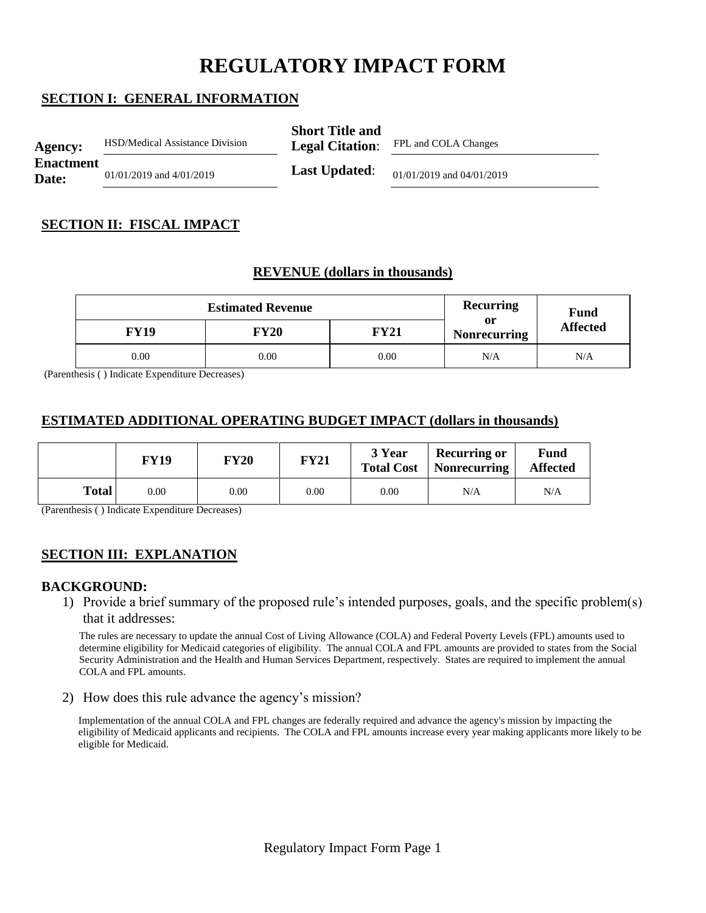# REGULATORY IMPACT FORM

## SECTION I: GENERAL INFORMATION

| | | | |
|---|---|---|---|
| **Agency:** | HSD/Medical Assistance Division | **Short Title and Legal Citation**: | FPL and COLA Changes |
| **Enactment Date:** | 01/01/2019 and 4/01/2019 | **Last Updated**: | 01/01/2019 and 04/01/2019 |

## SECTION II: FISCAL IMPACT

### REVENUE (dollars in thousands)

| Estimated Revenue | | | Recurring or Nonrecurring | Fund Affected |
|---|---|---|---|---|
| **FY19** | **FY20** | **FY21** | | |
| 0.00 | 0.00 | 0.00 | N/A | N/A |

(Parenthesis ( ) Indicate Expenditure Decreases)

### ESTIMATED ADDITIONAL OPERATING BUDGET IMPACT (dollars in thousands)

| | FY19 | FY20 | FY21 | 3 Year Total Cost | Recurring or Nonrecurring | Fund Affected |
|---|---|---|---|---|---|---|
| **Total** | 0.00 | 0.00 | 0.00 | 0.00 | N/A | N/A |

(Parenthesis ( ) Indicate Expenditure Decreases)

## SECTION III: EXPLANATION

### BACKGROUND:

1) Provide a brief summary of the proposed rule's intended purposes, goals, and the specific problem(s) that it addresses:

The rules are necessary to update the annual Cost of Living Allowance (COLA) and Federal Poverty Levels (FPL) amounts used to determine eligibility for Medicaid categories of eligibility. The annual COLA and FPL amounts are provided to states from the Social Security Administration and the Health and Human Services Department, respectively. States are required to implement the annual COLA and FPL amounts.

2) How does this rule advance the agency's mission?

Implementation of the annual COLA and FPL changes are federally required and advance the agency's mission by impacting the eligibility of Medicaid applicants and recipients. The COLA and FPL amounts increase every year making applicants more likely to be eligible for Medicaid.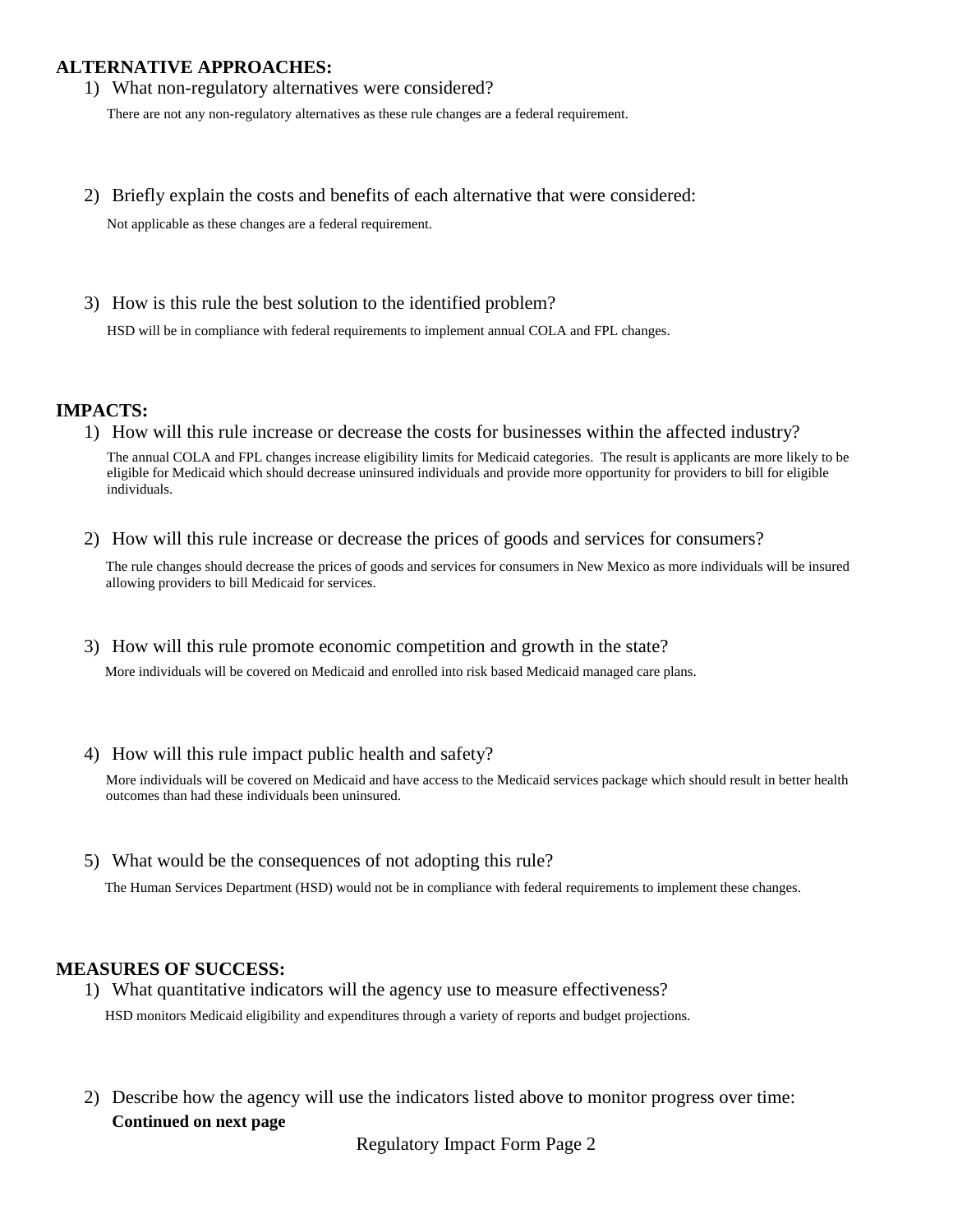**ALTERNATIVE APPROACHES:**

1) What non-regulatory alternatives were considered?

   There are not any non-regulatory alternatives as these rule changes are a federal requirement.

2) Briefly explain the costs and benefits of each alternative that were considered:

   Not applicable as these changes are a federal requirement.

3) How is this rule the best solution to the identified problem?

   HSD will be in compliance with federal requirements to implement annual COLA and FPL changes.

**IMPACTS:**

1) How will this rule increase or decrease the costs for businesses within the affected industry?

   The annual COLA and FPL changes increase eligibility limits for Medicaid categories. The result is applicants are more likely to be eligible for Medicaid which should decrease uninsured individuals and provide more opportunity for providers to bill for eligible individuals.

2) How will this rule increase or decrease the prices of goods and services for consumers?

   The rule changes should decrease the prices of goods and services for consumers in New Mexico as more individuals will be insured allowing providers to bill Medicaid for services.

3) How will this rule promote economic competition and growth in the state?

   More individuals will be covered on Medicaid and enrolled into risk based Medicaid managed care plans.

4) How will this rule impact public health and safety?

   More individuals will be covered on Medicaid and have access to the Medicaid services package which should result in better health outcomes than had these individuals been uninsured.

5) What would be the consequences of not adopting this rule?

   The Human Services Department (HSD) would not be in compliance with federal requirements to implement these changes.

**MEASURES OF SUCCESS:**

1) What quantitative indicators will the agency use to measure effectiveness?

   HSD monitors Medicaid eligibility and expenditures through a variety of reports and budget projections.

2) Describe how the agency will use the indicators listed above to monitor progress over time:

   **Continued on next page**

Regulatory Impact Form Page 2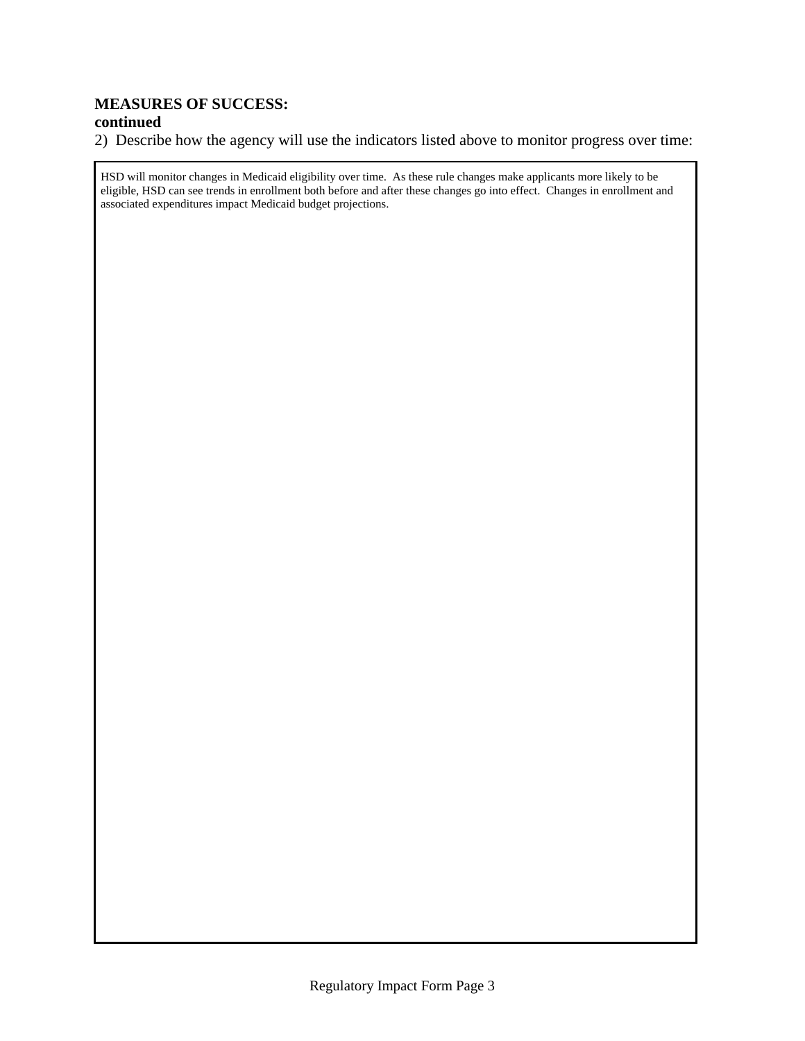**MEASURES OF SUCCESS:**
**continued**

2) Describe how the agency will use the indicators listed above to monitor progress over time:

HSD will monitor changes in Medicaid eligibility over time. As these rule changes make applicants more likely to be eligible, HSD can see trends in enrollment both before and after these changes go into effect. Changes in enrollment and associated expenditures impact Medicaid budget projections.

Regulatory Impact Form Page 3